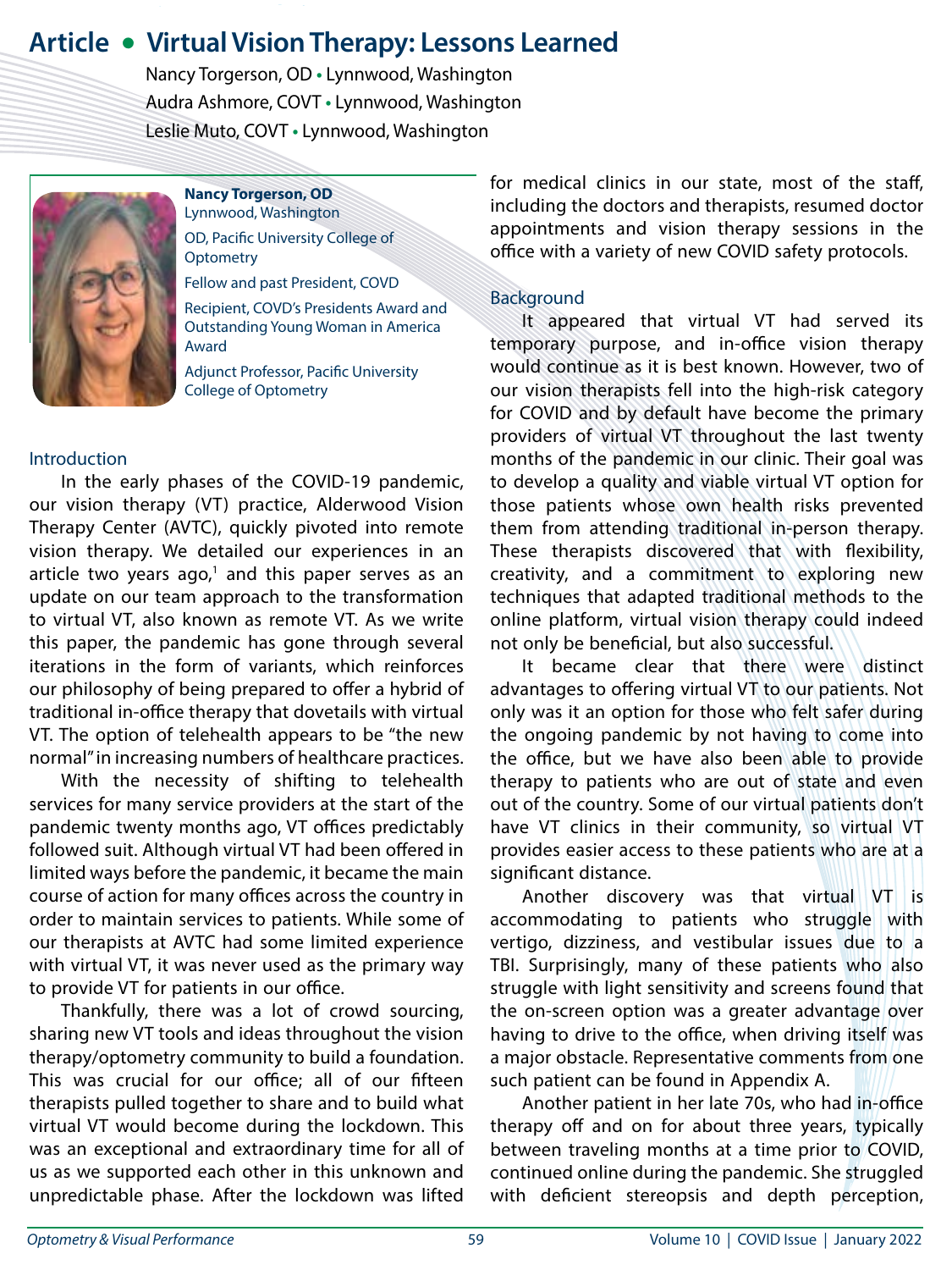# Article • Virtual Vision Therapy: Lessons Learned

Nancy Torgerson, OD • Lynnwood, Washington
Audra Ashmore, COVT • Lynnwood, Washington
Leslie Muto, COVT • Lynnwood, Washington

**Nancy Torgerson, OD**
Lynnwood, Washington
OD, Pacific University College of Optometry
Fellow and past President, COVD
Recipient, COVD's Presidents Award and Outstanding Young Woman in America Award
Adjunct Professor, Pacific University College of Optometry

## Introduction

In the early phases of the COVID-19 pandemic, our vision therapy (VT) practice, Alderwood Vision Therapy Center (AVTC), quickly pivoted into remote vision therapy. We detailed our experiences in an article two years ago,[1] and this paper serves as an update on our team approach to the transformation to virtual VT, also known as remote VT. As we write this paper, the pandemic has gone through several iterations in the form of variants, which reinforces our philosophy of being prepared to offer a hybrid of traditional in-office therapy that dovetails with virtual VT. The option of telehealth appears to be "the new normal" in increasing numbers of healthcare practices.

With the necessity of shifting to telehealth services for many service providers at the start of the pandemic twenty months ago, VT offices predictably followed suit. Although virtual VT had been offered in limited ways before the pandemic, it became the main course of action for many offices across the country in order to maintain services to patients. While some of our therapists at AVTC had some limited experience with virtual VT, it was never used as the primary way to provide VT for patients in our office.

Thankfully, there was a lot of crowd sourcing, sharing new VT tools and ideas throughout the vision therapy/optometry community to build a foundation. This was crucial for our office; all of our fifteen therapists pulled together to share and to build what virtual VT would become during the lockdown. This was an exceptional and extraordinary time for all of us as we supported each other in this unknown and unpredictable phase. After the lockdown was lifted for medical clinics in our state, most of the staff, including the doctors and therapists, resumed doctor appointments and vision therapy sessions in the office with a variety of new COVID safety protocols.

## Background

It appeared that virtual VT had served its temporary purpose, and in-office vision therapy would continue as it is best known. However, two of our vision therapists fell into the high-risk category for COVID and by default have become the primary providers of virtual VT throughout the last twenty months of the pandemic in our clinic. Their goal was to develop a quality and viable virtual VT option for those patients whose own health risks prevented them from attending traditional in-person therapy. These therapists discovered that with flexibility, creativity, and a commitment to exploring new techniques that adapted traditional methods to the online platform, virtual vision therapy could indeed not only be beneficial, but also successful.

It became clear that there were distinct advantages to offering virtual VT to our patients. Not only was it an option for those who felt safer during the ongoing pandemic by not having to come into the office, but we have also been able to provide therapy to patients who are out of state and even out of the country. Some of our virtual patients don't have VT clinics in their community, so virtual VT provides easier access to these patients who are at a significant distance.

Another discovery was that virtual VT is accommodating to patients who struggle with vertigo, dizziness, and vestibular issues due to a TBI. Surprisingly, many of these patients who also struggle with light sensitivity and screens found that the on-screen option was a greater advantage over having to drive to the office, when driving itself was a major obstacle. Representative comments from one such patient can be found in Appendix A.

Another patient in her late 70s, who had in-office therapy off and on for about three years, typically between traveling months at a time prior to COVID, continued online during the pandemic. She struggled with deficient stereopsis and depth perception,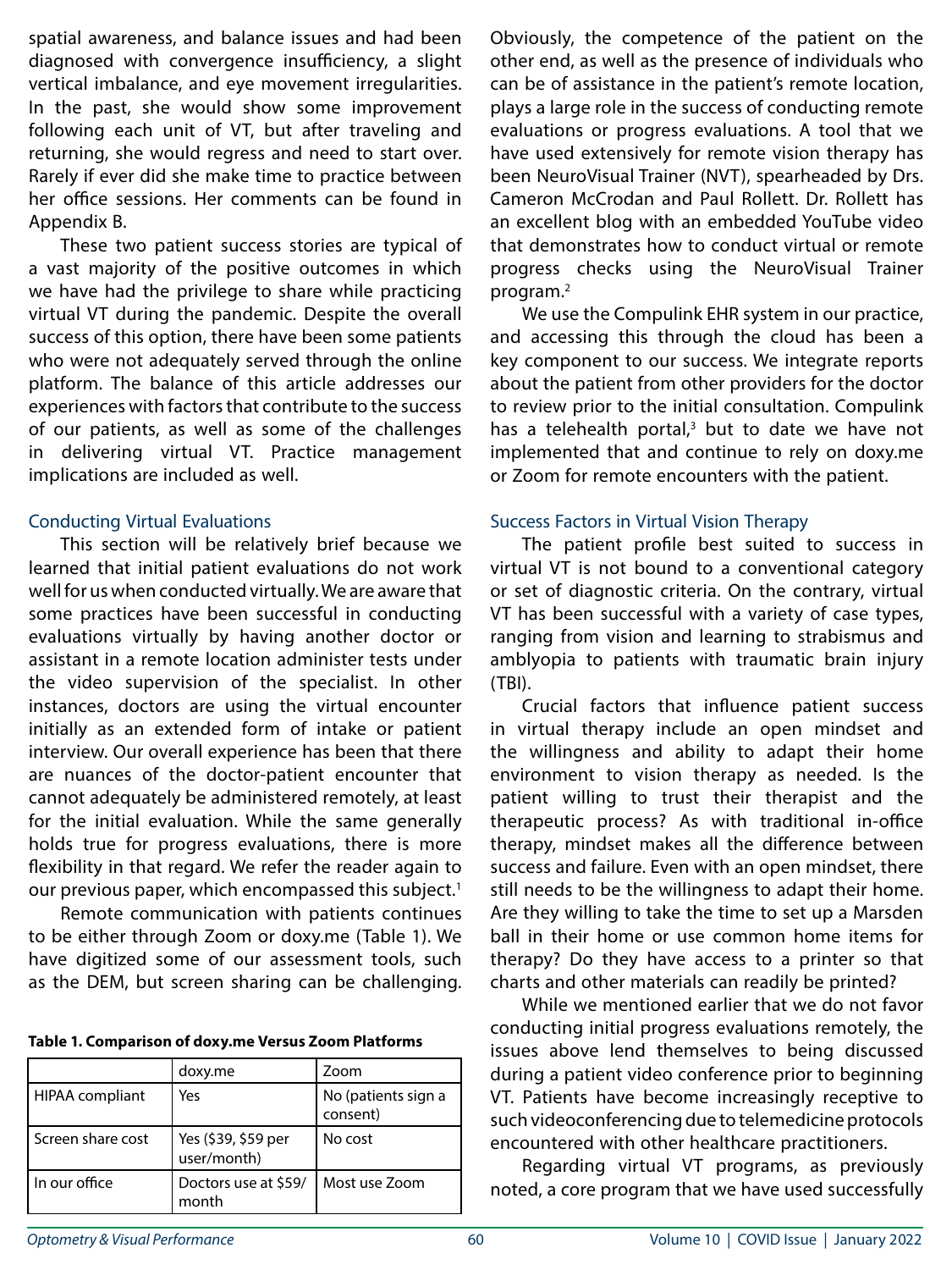spatial awareness, and balance issues and had been diagnosed with convergence insufficiency, a slight vertical imbalance, and eye movement irregularities. In the past, she would show some improvement following each unit of VT, but after traveling and returning, she would regress and need to start over. Rarely if ever did she make time to practice between her office sessions. Her comments can be found in Appendix B.

These two patient success stories are typical of a vast majority of the positive outcomes in which we have had the privilege to share while practicing virtual VT during the pandemic. Despite the overall success of this option, there have been some patients who were not adequately served through the online platform. The balance of this article addresses our experiences with factors that contribute to the success of our patients, as well as some of the challenges in delivering virtual VT. Practice management implications are included as well.

## Conducting Virtual Evaluations

This section will be relatively brief because we learned that initial patient evaluations do not work well for us when conducted virtually. We are aware that some practices have been successful in conducting evaluations virtually by having another doctor or assistant in a remote location administer tests under the video supervision of the specialist. In other instances, doctors are using the virtual encounter initially as an extended form of intake or patient interview. Our overall experience has been that there are nuances of the doctor-patient encounter that cannot adequately be administered remotely, at least for the initial evaluation. While the same generally holds true for progress evaluations, there is more flexibility in that regard. We refer the reader again to our previous paper, which encompassed this subject.[1]

Remote communication with patients continues to be either through Zoom or doxy.me (Table 1). We have digitized some of our assessment tools, such as the DEM, but screen sharing can be challenging.

**Table 1. Comparison of doxy.me Versus Zoom Platforms**

| | doxy.me | Zoom |
|---|---|---|
| HIPAA compliant | Yes | No (patients sign a consent) |
| Screen share cost | Yes ($39, $59 per user/month) | No cost |
| In our office | Doctors use at $59/ month | Most use Zoom |

Obviously, the competence of the patient on the other end, as well as the presence of individuals who can be of assistance in the patient's remote location, plays a large role in the success of conducting remote evaluations or progress evaluations. A tool that we have used extensively for remote vision therapy has been NeuroVisual Trainer (NVT), spearheaded by Drs. Cameron McCrodan and Paul Rollett. Dr. Rollett has an excellent blog with an embedded YouTube video that demonstrates how to conduct virtual or remote progress checks using the NeuroVisual Trainer program.[2]

We use the Compulink EHR system in our practice, and accessing this through the cloud has been a key component to our success. We integrate reports about the patient from other providers for the doctor to review prior to the initial consultation. Compulink has a telehealth portal,[3] but to date we have not implemented that and continue to rely on doxy.me or Zoom for remote encounters with the patient.

## Success Factors in Virtual Vision Therapy

The patient profile best suited to success in virtual VT is not bound to a conventional category or set of diagnostic criteria. On the contrary, virtual VT has been successful with a variety of case types, ranging from vision and learning to strabismus and amblyopia to patients with traumatic brain injury (TBI).

Crucial factors that influence patient success in virtual therapy include an open mindset and the willingness and ability to adapt their home environment to vision therapy as needed. Is the patient willing to trust their therapist and the therapeutic process? As with traditional in-office therapy, mindset makes all the difference between success and failure. Even with an open mindset, there still needs to be the willingness to adapt their home. Are they willing to take the time to set up a Marsden ball in their home or use common home items for therapy? Do they have access to a printer so that charts and other materials can readily be printed?

While we mentioned earlier that we do not favor conducting initial progress evaluations remotely, the issues above lend themselves to being discussed during a patient video conference prior to beginning VT. Patients have become increasingly receptive to such videoconferencing due to telemedicine protocols encountered with other healthcare practitioners.

Regarding virtual VT programs, as previously noted, a core program that we have used successfully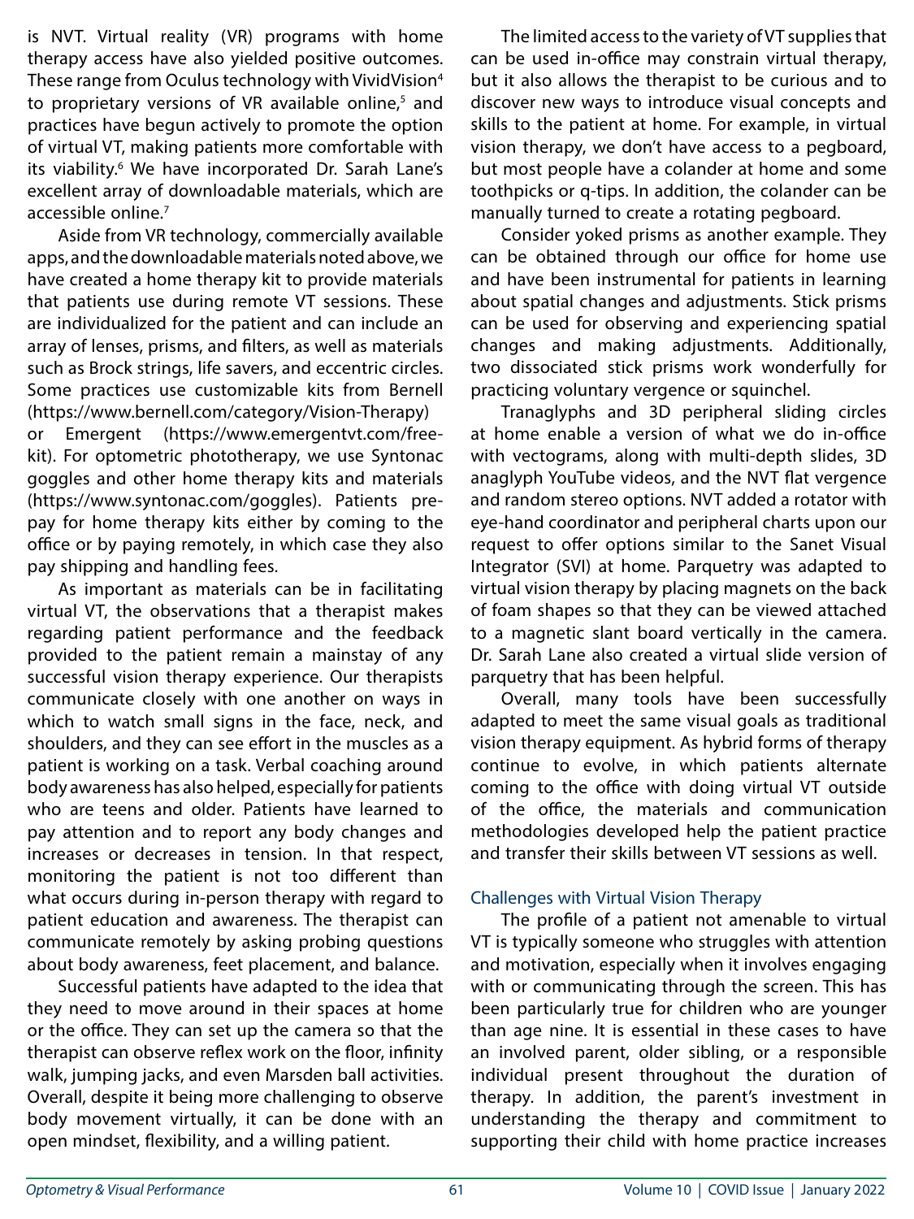is NVT. Virtual reality (VR) programs with home therapy access have also yielded positive outcomes. These range from Oculus technology with VividVision[4] to proprietary versions of VR available online,[5] and practices have begun actively to promote the option of virtual VT, making patients more comfortable with its viability.[6] We have incorporated Dr. Sarah Lane's excellent array of downloadable materials, which are accessible online.[7]

Aside from VR technology, commercially available apps, and the downloadable materials noted above, we have created a home therapy kit to provide materials that patients use during remote VT sessions. These are individualized for the patient and can include an array of lenses, prisms, and filters, as well as materials such as Brock strings, life savers, and eccentric circles. Some practices use customizable kits from Bernell (https://www.bernell.com/category/Vision-Therapy) or Emergent (https://www.emergentvt.com/free-kit). For optometric phototherapy, we use Syntonac goggles and other home therapy kits and materials (https://www.syntonac.com/goggles). Patients pre-pay for home therapy kits either by coming to the office or by paying remotely, in which case they also pay shipping and handling fees.

As important as materials can be in facilitating virtual VT, the observations that a therapist makes regarding patient performance and the feedback provided to the patient remain a mainstay of any successful vision therapy experience. Our therapists communicate closely with one another on ways in which to watch small signs in the face, neck, and shoulders, and they can see effort in the muscles as a patient is working on a task. Verbal coaching around body awareness has also helped, especially for patients who are teens and older. Patients have learned to pay attention and to report any body changes and increases or decreases in tension. In that respect, monitoring the patient is not too different than what occurs during in-person therapy with regard to patient education and awareness. The therapist can communicate remotely by asking probing questions about body awareness, feet placement, and balance.

Successful patients have adapted to the idea that they need to move around in their spaces at home or the office. They can set up the camera so that the therapist can observe reflex work on the floor, infinity walk, jumping jacks, and even Marsden ball activities. Overall, despite it being more challenging to observe body movement virtually, it can be done with an open mindset, flexibility, and a willing patient.

The limited access to the variety of VT supplies that can be used in-office may constrain virtual therapy, but it also allows the therapist to be curious and to discover new ways to introduce visual concepts and skills to the patient at home. For example, in virtual vision therapy, we don't have access to a pegboard, but most people have a colander at home and some toothpicks or q-tips. In addition, the colander can be manually turned to create a rotating pegboard.

Consider yoked prisms as another example. They can be obtained through our office for home use and have been instrumental for patients in learning about spatial changes and adjustments. Stick prisms can be used for observing and experiencing spatial changes and making adjustments. Additionally, two dissociated stick prisms work wonderfully for practicing voluntary vergence or squinchel.

Tranaglyphs and 3D peripheral sliding circles at home enable a version of what we do in-office with vectograms, along with multi-depth slides, 3D anaglyph YouTube videos, and the NVT flat vergence and random stereo options. NVT added a rotator with eye-hand coordinator and peripheral charts upon our request to offer options similar to the Sanet Visual Integrator (SVI) at home. Parquetry was adapted to virtual vision therapy by placing magnets on the back of foam shapes so that they can be viewed attached to a magnetic slant board vertically in the camera. Dr. Sarah Lane also created a virtual slide version of parquetry that has been helpful.

Overall, many tools have been successfully adapted to meet the same visual goals as traditional vision therapy equipment. As hybrid forms of therapy continue to evolve, in which patients alternate coming to the office with doing virtual VT outside of the office, the materials and communication methodologies developed help the patient practice and transfer their skills between VT sessions as well.

## Challenges with Virtual Vision Therapy

The profile of a patient not amenable to virtual VT is typically someone who struggles with attention and motivation, especially when it involves engaging with or communicating through the screen. This has been particularly true for children who are younger than age nine. It is essential in these cases to have an involved parent, older sibling, or a responsible individual present throughout the duration of therapy. In addition, the parent's investment in understanding the therapy and commitment to supporting their child with home practice increases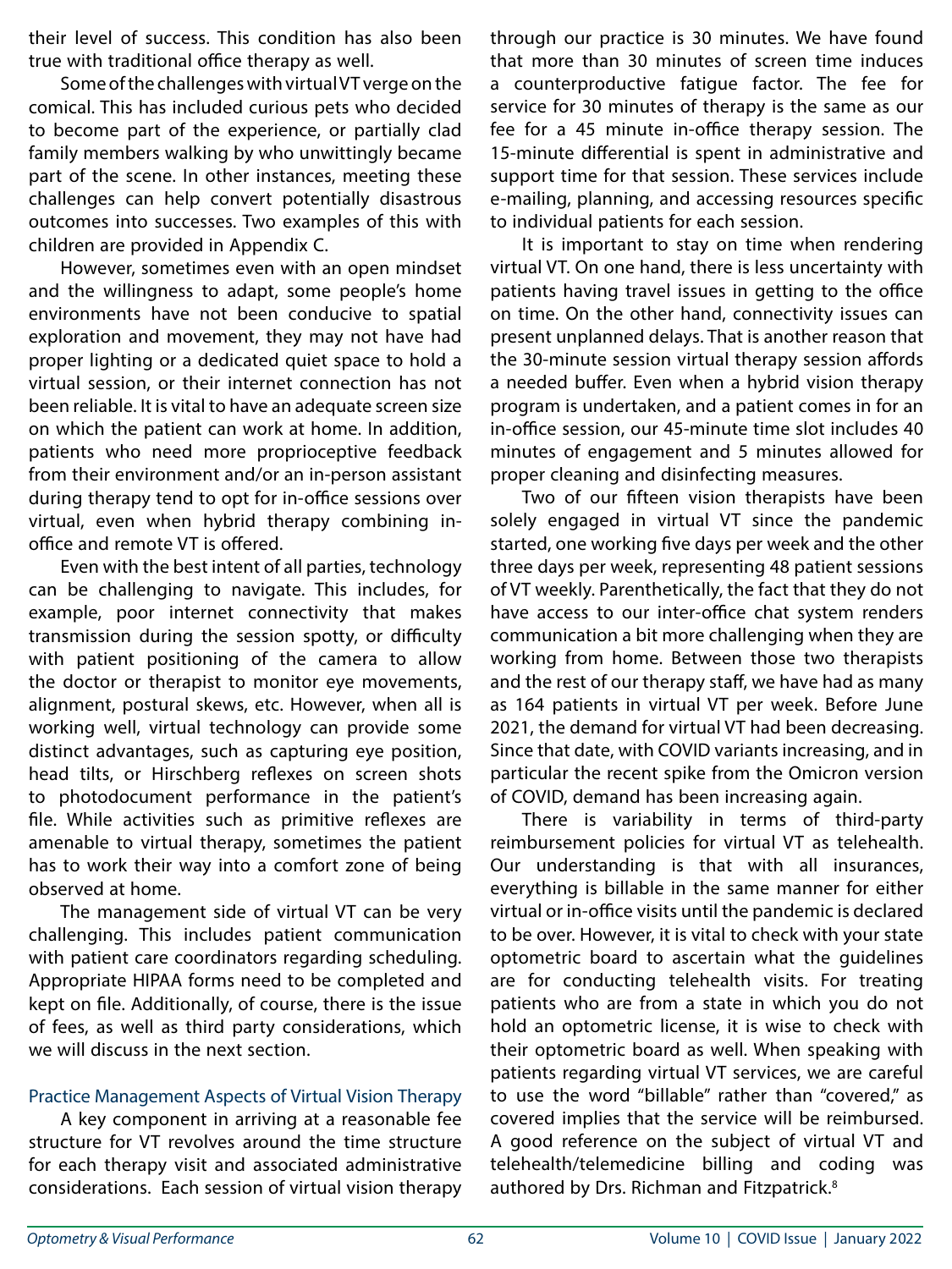their level of success. This condition has also been true with traditional office therapy as well.

Some of the challenges with virtual VT verge on the comical. This has included curious pets who decided to become part of the experience, or partially clad family members walking by who unwittingly became part of the scene. In other instances, meeting these challenges can help convert potentially disastrous outcomes into successes. Two examples of this with children are provided in Appendix C.

However, sometimes even with an open mindset and the willingness to adapt, some people's home environments have not been conducive to spatial exploration and movement, they may not have had proper lighting or a dedicated quiet space to hold a virtual session, or their internet connection has not been reliable. It is vital to have an adequate screen size on which the patient can work at home. In addition, patients who need more proprioceptive feedback from their environment and/or an in-person assistant during therapy tend to opt for in-office sessions over virtual, even when hybrid therapy combining in-office and remote VT is offered.

Even with the best intent of all parties, technology can be challenging to navigate. This includes, for example, poor internet connectivity that makes transmission during the session spotty, or difficulty with patient positioning of the camera to allow the doctor or therapist to monitor eye movements, alignment, postural skews, etc. However, when all is working well, virtual technology can provide some distinct advantages, such as capturing eye position, head tilts, or Hirschberg reflexes on screen shots to photodocument performance in the patient's file. While activities such as primitive reflexes are amenable to virtual therapy, sometimes the patient has to work their way into a comfort zone of being observed at home.

The management side of virtual VT can be very challenging. This includes patient communication with patient care coordinators regarding scheduling. Appropriate HIPAA forms need to be completed and kept on file. Additionally, of course, there is the issue of fees, as well as third party considerations, which we will discuss in the next section.

## Practice Management Aspects of Virtual Vision Therapy

A key component in arriving at a reasonable fee structure for VT revolves around the time structure for each therapy visit and associated administrative considerations. Each session of virtual vision therapy through our practice is 30 minutes. We have found that more than 30 minutes of screen time induces a counterproductive fatigue factor. The fee for service for 30 minutes of therapy is the same as our fee for a 45 minute in-office therapy session. The 15-minute differential is spent in administrative and support time for that session. These services include e-mailing, planning, and accessing resources specific to individual patients for each session.

It is important to stay on time when rendering virtual VT. On one hand, there is less uncertainty with patients having travel issues in getting to the office on time. On the other hand, connectivity issues can present unplanned delays. That is another reason that the 30-minute session virtual therapy session affords a needed buffer. Even when a hybrid vision therapy program is undertaken, and a patient comes in for an in-office session, our 45-minute time slot includes 40 minutes of engagement and 5 minutes allowed for proper cleaning and disinfecting measures.

Two of our fifteen vision therapists have been solely engaged in virtual VT since the pandemic started, one working five days per week and the other three days per week, representing 48 patient sessions of VT weekly. Parenthetically, the fact that they do not have access to our inter-office chat system renders communication a bit more challenging when they are working from home. Between those two therapists and the rest of our therapy staff, we have had as many as 164 patients in virtual VT per week. Before June 2021, the demand for virtual VT had been decreasing. Since that date, with COVID variants increasing, and in particular the recent spike from the Omicron version of COVID, demand has been increasing again.

There is variability in terms of third-party reimbursement policies for virtual VT as telehealth. Our understanding is that with all insurances, everything is billable in the same manner for either virtual or in-office visits until the pandemic is declared to be over. However, it is vital to check with your state optometric board to ascertain what the guidelines are for conducting telehealth visits. For treating patients who are from a state in which you do not hold an optometric license, it is wise to check with their optometric board as well. When speaking with patients regarding virtual VT services, we are careful to use the word "billable" rather than "covered," as covered implies that the service will be reimbursed. A good reference on the subject of virtual VT and telehealth/telemedicine billing and coding was authored by Drs. Richman and Fitzpatrick.[8]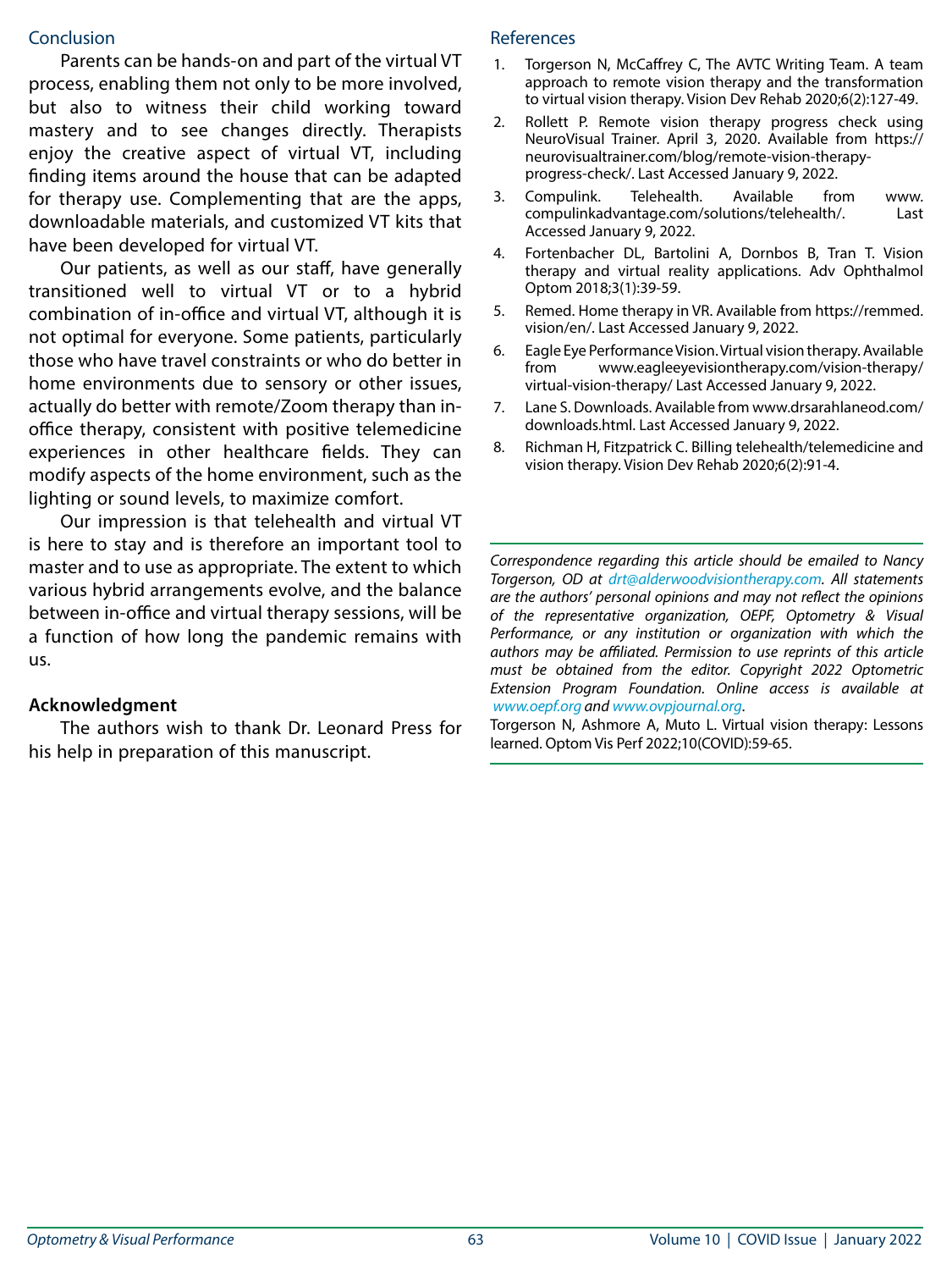## Conclusion

Parents can be hands-on and part of the virtual VT process, enabling them not only to be more involved, but also to witness their child working toward mastery and to see changes directly. Therapists enjoy the creative aspect of virtual VT, including finding items around the house that can be adapted for therapy use. Complementing that are the apps, downloadable materials, and customized VT kits that have been developed for virtual VT.

Our patients, as well as our staff, have generally transitioned well to virtual VT or to a hybrid combination of in-office and virtual VT, although it is not optimal for everyone. Some patients, particularly those who have travel constraints or who do better in home environments due to sensory or other issues, actually do better with remote/Zoom therapy than in-office therapy, consistent with positive telemedicine experiences in other healthcare fields. They can modify aspects of the home environment, such as the lighting or sound levels, to maximize comfort.

Our impression is that telehealth and virtual VT is here to stay and is therefore an important tool to master and to use as appropriate. The extent to which various hybrid arrangements evolve, and the balance between in-office and virtual therapy sessions, will be a function of how long the pandemic remains with us.

### Acknowledgment

The authors wish to thank Dr. Leonard Press for his help in preparation of this manuscript.

## References

1. Torgerson N, McCaffrey C, The AVTC Writing Team. A team approach to remote vision therapy and the transformation to virtual vision therapy. Vision Dev Rehab 2020;6(2):127-49.
2. Rollett P. Remote vision therapy progress check using NeuroVisual Trainer. April 3, 2020. Available from https://neurovisualtrainer.com/blog/remote-vision-therapy-progress-check/. Last Accessed January 9, 2022.
3. Compulink. Telehealth. Available from www.compulinkadvantage.com/solutions/telehealth/. Last Accessed January 9, 2022.
4. Fortenbacher DL, Bartolini A, Dornbos B, Tran T. Vision therapy and virtual reality applications. Adv Ophthalmol Optom 2018;3(1):39-59.
5. Remed. Home therapy in VR. Available from https://remmed.vision/en/. Last Accessed January 9, 2022.
6. Eagle Eye Performance Vision. Virtual vision therapy. Available from www.eagleeyevisiontherapy.com/vision-therapy/virtual-vision-therapy/ Last Accessed January 9, 2022.
7. Lane S. Downloads. Available from www.drsarahlaneod.com/downloads.html. Last Accessed January 9, 2022.
8. Richman H, Fitzpatrick C. Billing telehealth/telemedicine and vision therapy. Vision Dev Rehab 2020;6(2):91-4.

---

*Correspondence regarding this article should be emailed to Nancy Torgerson, OD at drt@alderwoodvisiontherapy.com. All statements are the authors' personal opinions and may not reflect the opinions of the representative organization, OEPF, Optometry & Visual Performance, or any institution or organization with which the authors may be affiliated. Permission to use reprints of this article must be obtained from the editor. Copyright 2022 Optometric Extension Program Foundation. Online access is available at www.oepf.org and www.ovpjournal.org.*

Torgerson N, Ashmore A, Muto L. Virtual vision therapy: Lessons learned. Optom Vis Perf 2022;10(COVID):59-65.

---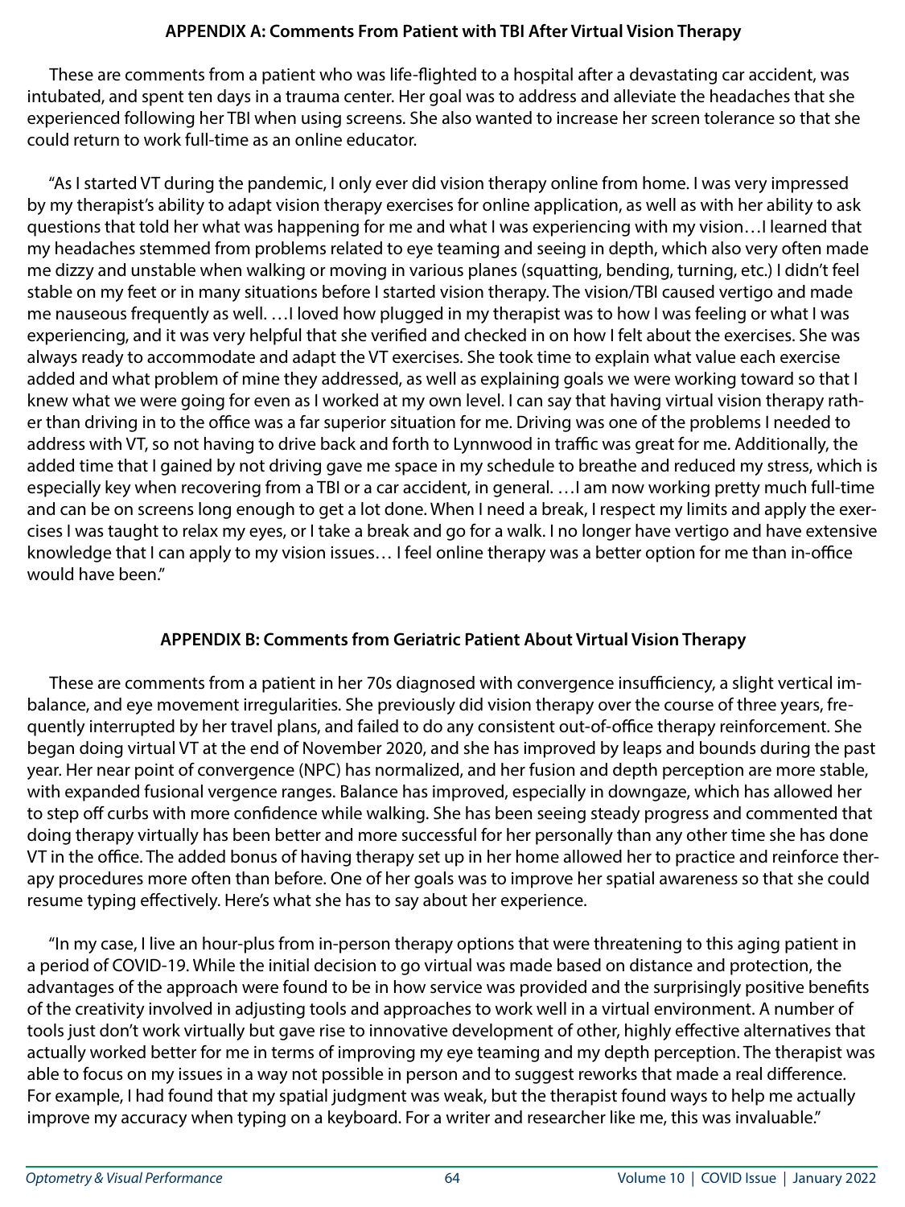## APPENDIX A: Comments From Patient with TBI After Virtual Vision Therapy

These are comments from a patient who was life-flighted to a hospital after a devastating car accident, was intubated, and spent ten days in a trauma center. Her goal was to address and alleviate the headaches that she experienced following her TBI when using screens. She also wanted to increase her screen tolerance so that she could return to work full-time as an online educator.

"As I started VT during the pandemic, I only ever did vision therapy online from home. I was very impressed by my therapist's ability to adapt vision therapy exercises for online application, as well as with her ability to ask questions that told her what was happening for me and what I was experiencing with my vision…I learned that my headaches stemmed from problems related to eye teaming and seeing in depth, which also very often made me dizzy and unstable when walking or moving in various planes (squatting, bending, turning, etc.) I didn't feel stable on my feet or in many situations before I started vision therapy. The vision/TBI caused vertigo and made me nauseous frequently as well. …I loved how plugged in my therapist was to how I was feeling or what I was experiencing, and it was very helpful that she verified and checked in on how I felt about the exercises. She was always ready to accommodate and adapt the VT exercises. She took time to explain what value each exercise added and what problem of mine they addressed, as well as explaining goals we were working toward so that I knew what we were going for even as I worked at my own level. I can say that having virtual vision therapy rather than driving in to the office was a far superior situation for me. Driving was one of the problems I needed to address with VT, so not having to drive back and forth to Lynnwood in traffic was great for me. Additionally, the added time that I gained by not driving gave me space in my schedule to breathe and reduced my stress, which is especially key when recovering from a TBI or a car accident, in general. …I am now working pretty much full-time and can be on screens long enough to get a lot done. When I need a break, I respect my limits and apply the exercises I was taught to relax my eyes, or I take a break and go for a walk. I no longer have vertigo and have extensive knowledge that I can apply to my vision issues… I feel online therapy was a better option for me than in-office would have been."

## APPENDIX B: Comments from Geriatric Patient About Virtual Vision Therapy

These are comments from a patient in her 70s diagnosed with convergence insufficiency, a slight vertical imbalance, and eye movement irregularities. She previously did vision therapy over the course of three years, frequently interrupted by her travel plans, and failed to do any consistent out-of-office therapy reinforcement. She began doing virtual VT at the end of November 2020, and she has improved by leaps and bounds during the past year. Her near point of convergence (NPC) has normalized, and her fusion and depth perception are more stable, with expanded fusional vergence ranges. Balance has improved, especially in downgaze, which has allowed her to step off curbs with more confidence while walking. She has been seeing steady progress and commented that doing therapy virtually has been better and more successful for her personally than any other time she has done VT in the office. The added bonus of having therapy set up in her home allowed her to practice and reinforce therapy procedures more often than before. One of her goals was to improve her spatial awareness so that she could resume typing effectively. Here's what she has to say about her experience.

"In my case, I live an hour-plus from in-person therapy options that were threatening to this aging patient in a period of COVID-19. While the initial decision to go virtual was made based on distance and protection, the advantages of the approach were found to be in how service was provided and the surprisingly positive benefits of the creativity involved in adjusting tools and approaches to work well in a virtual environment. A number of tools just don't work virtually but gave rise to innovative development of other, highly effective alternatives that actually worked better for me in terms of improving my eye teaming and my depth perception. The therapist was able to focus on my issues in a way not possible in person and to suggest reworks that made a real difference. For example, I had found that my spatial judgment was weak, but the therapist found ways to help me actually improve my accuracy when typing on a keyboard. For a writer and researcher like me, this was invaluable."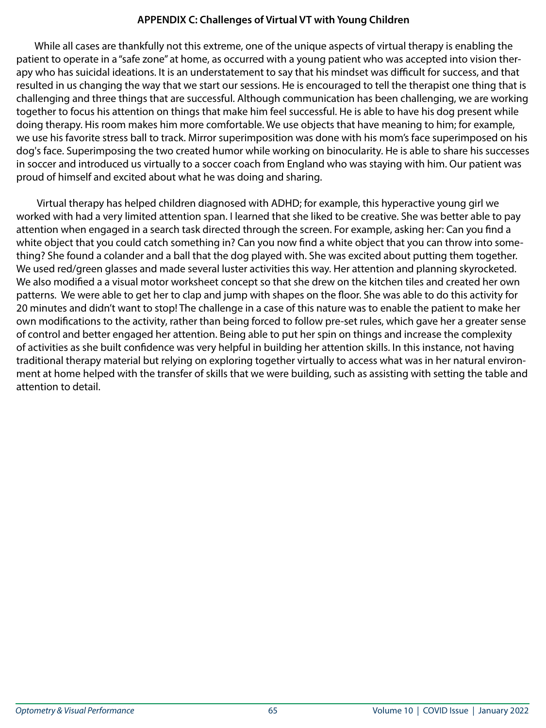## APPENDIX C: Challenges of Virtual VT with Young Children

While all cases are thankfully not this extreme, one of the unique aspects of virtual therapy is enabling the patient to operate in a "safe zone" at home, as occurred with a young patient who was accepted into vision therapy who has suicidal ideations. It is an understatement to say that his mindset was difficult for success, and that resulted in us changing the way that we start our sessions. He is encouraged to tell the therapist one thing that is challenging and three things that are successful. Although communication has been challenging, we are working together to focus his attention on things that make him feel successful. He is able to have his dog present while doing therapy. His room makes him more comfortable. We use objects that have meaning to him; for example, we use his favorite stress ball to track. Mirror superimposition was done with his mom's face superimposed on his dog's face. Superimposing the two created humor while working on binocularity. He is able to share his successes in soccer and introduced us virtually to a soccer coach from England who was staying with him. Our patient was proud of himself and excited about what he was doing and sharing.

Virtual therapy has helped children diagnosed with ADHD; for example, this hyperactive young girl we worked with had a very limited attention span. I learned that she liked to be creative. She was better able to pay attention when engaged in a search task directed through the screen. For example, asking her: Can you find a white object that you could catch something in? Can you now find a white object that you can throw into something? She found a colander and a ball that the dog played with. She was excited about putting them together. We used red/green glasses and made several luster activities this way. Her attention and planning skyrocketed. We also modified a a visual motor worksheet concept so that she drew on the kitchen tiles and created her own patterns. We were able to get her to clap and jump with shapes on the floor. She was able to do this activity for 20 minutes and didn't want to stop! The challenge in a case of this nature was to enable the patient to make her own modifications to the activity, rather than being forced to follow pre-set rules, which gave her a greater sense of control and better engaged her attention. Being able to put her spin on things and increase the complexity of activities as she built confidence was very helpful in building her attention skills. In this instance, not having traditional therapy material but relying on exploring together virtually to access what was in her natural environment at home helped with the transfer of skills that we were building, such as assisting with setting the table and attention to detail.